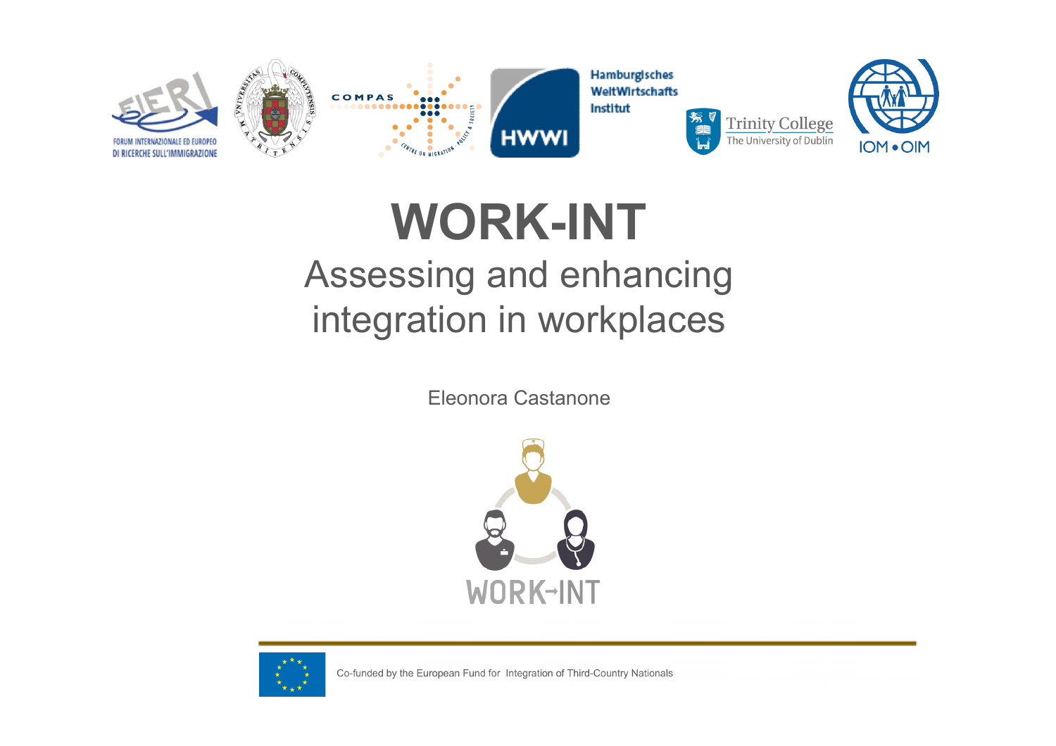FORUM INTERNAZIONALE ED EUROPEO DI RICERCHE SULL'IMMIGRAZIONE

COMPAS

Hamburgisches WeltWirtschafts Institut

Trinity College The University of Dublin

IOM • OIM

# WORK-INT

## Assessing and enhancing integration in workplaces

Eleonora Castanone

WORK-INT

Co-funded by the European Fund for Integration of Third-Country Nationals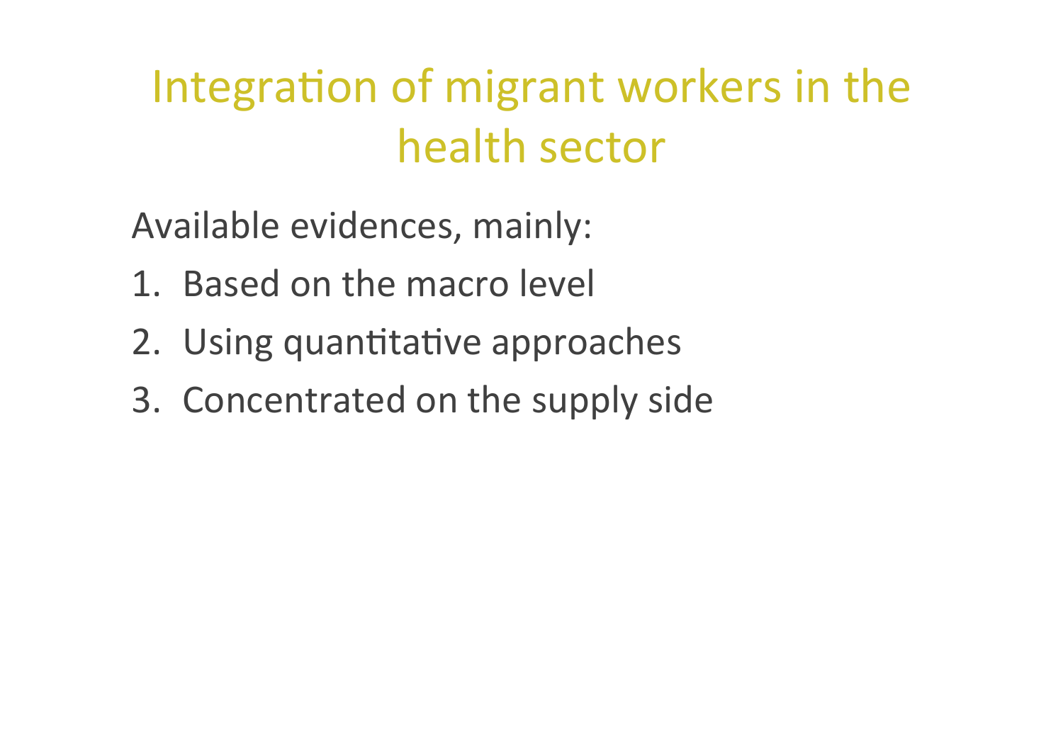# Integration of migrant workers in the health sector

Available evidences, mainly:

1. Based on the macro level
2. Using quantitative approaches
3. Concentrated on the supply side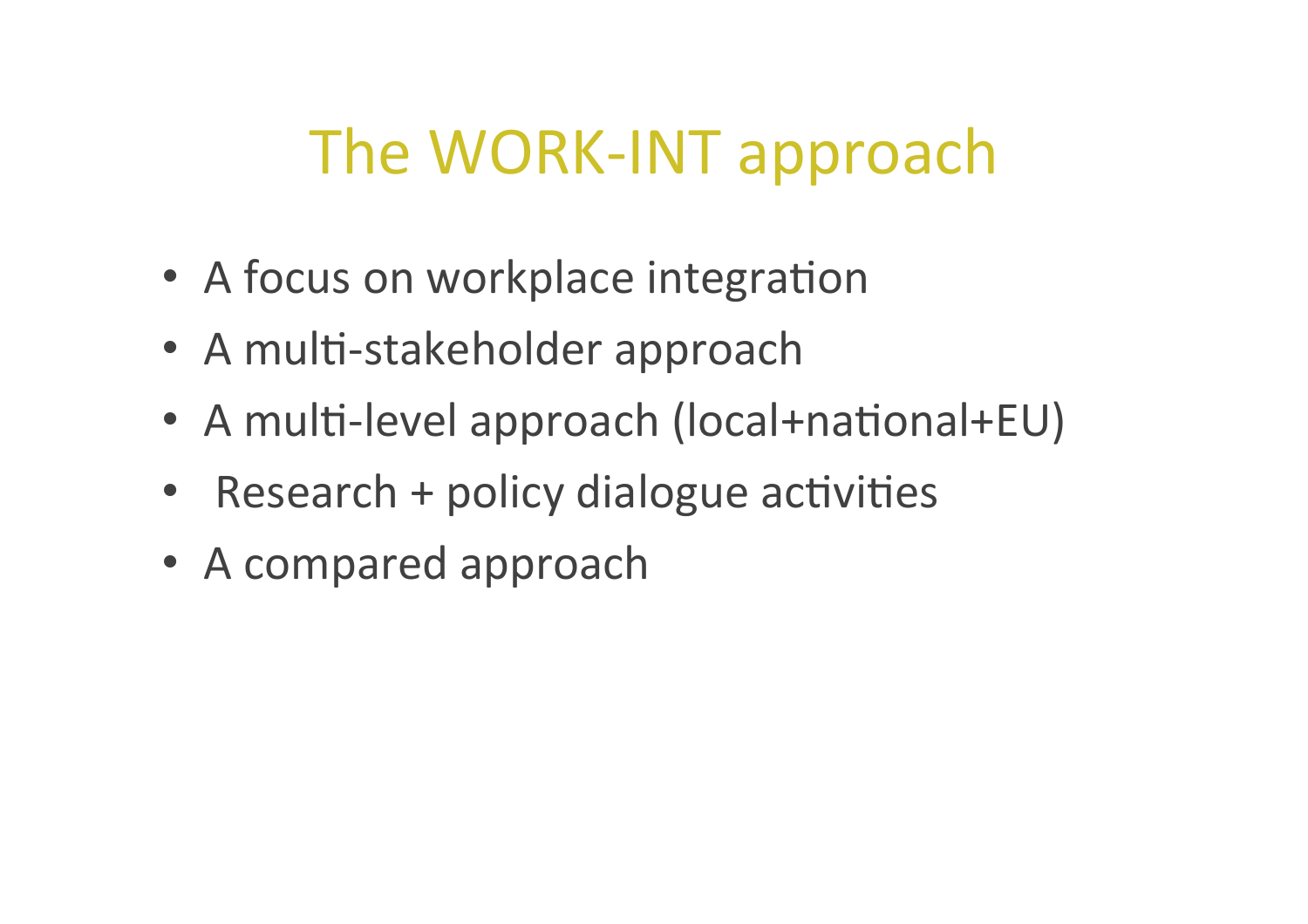# The WORK-INT approach

- A focus on workplace integration
- A multi-stakeholder approach
- A multi-level approach (local+national+EU)
- Research + policy dialogue activities
- A compared approach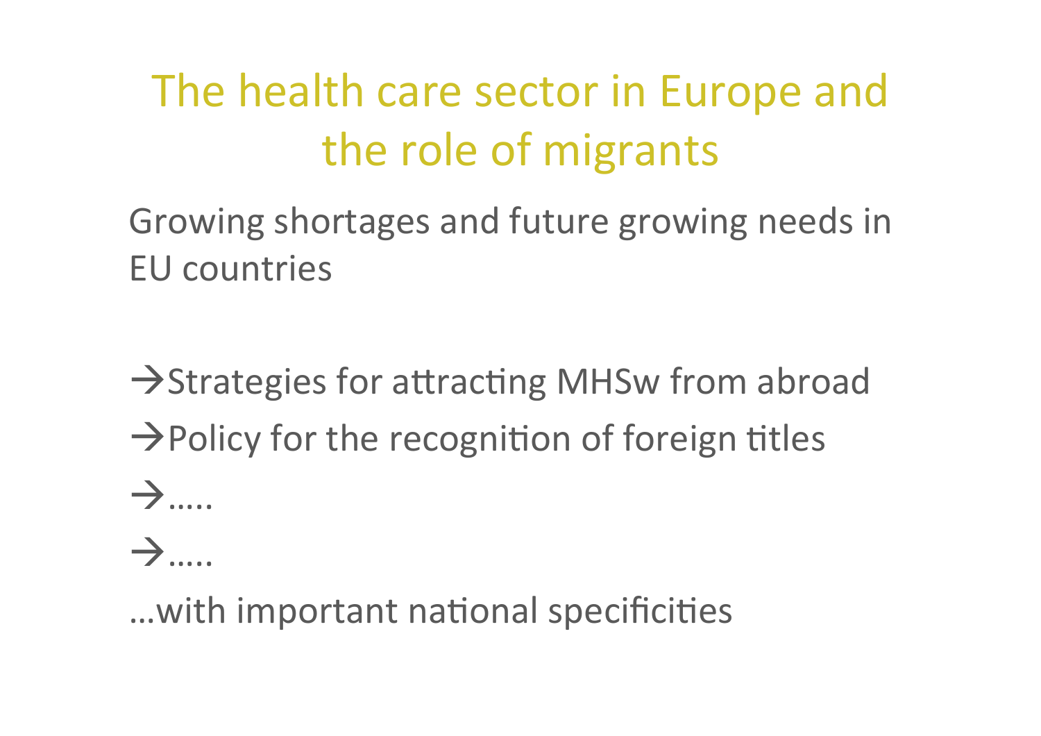# The health care sector in Europe and the role of migrants

Growing shortages and future growing needs in EU countries

→Strategies for attracting MHSw from abroad

→Policy for the recognition of foreign titles

→.....

→.....

...with important national specificities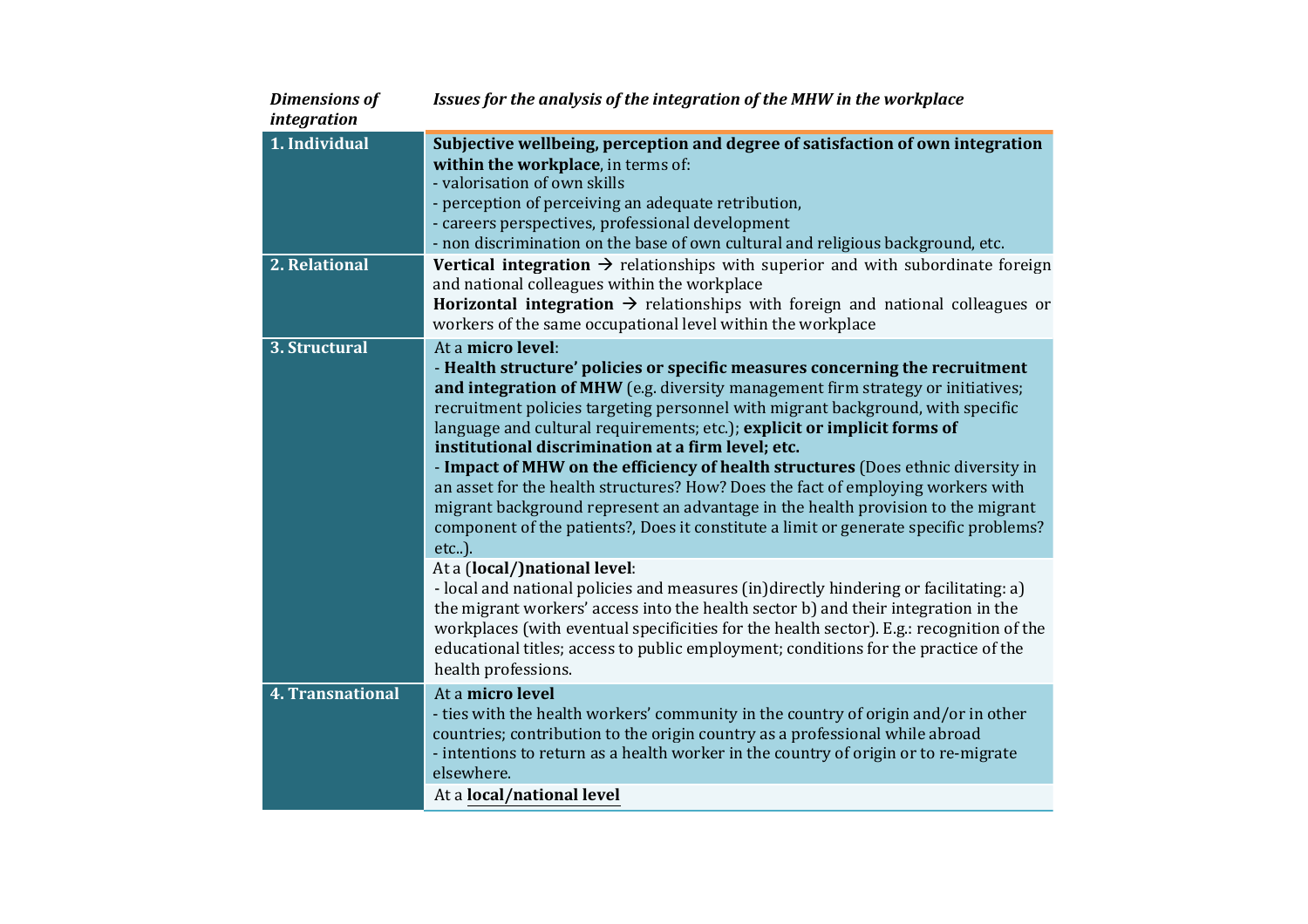| *Dimensions of integration* | *Issues for the analysis of the integration of the MHW in the workplace* |
|---|---|
| **1. Individual** | **Subjective wellbeing, perception and degree of satisfaction of own integration within the workplace**, in terms of:<br>- valorisation of own skills<br>- perception of perceiving an adequate retribution,<br>- careers perspectives, professional development<br>- non discrimination on the base of own cultural and religious background, etc. |
| **2. Relational** | **Vertical integration** → relationships with superior and with subordinate foreign and national colleagues within the workplace<br>**Horizontal integration** → relationships with foreign and national colleagues or workers of the same occupational level within the workplace |
| **3. Structural** | At a **micro level**:<br>- **Health structure' policies or specific measures concerning the recruitment and integration of MHW** (e.g. diversity management firm strategy or initiatives; recruitment policies targeting personnel with migrant background, with specific language and cultural requirements; etc.); **explicit or implicit forms of institutional discrimination at a firm level; etc.**<br>- **Impact of MHW on the efficiency of health structures** (Does ethnic diversity in an asset for the health structures? How? Does the fact of employing workers with migrant background represent an advantage in the health provision to the migrant component of the patients?, Does it constitute a limit or generate specific problems? etc..). |
| | At a (**local/)national level**:<br>- local and national policies and measures (in)directly hindering or facilitating: a) the migrant workers' access into the health sector b) and their integration in the workplaces (with eventual specificities for the health sector). E.g.: recognition of the educational titles; access to public employment; conditions for the practice of the health professions. |
| **4. Transnational** | At a **micro level**<br>- ties with the health workers' community in the country of origin and/or in other countries; contribution to the origin country as a professional while abroad<br>- intentions to return as a health worker in the country of origin or to re-migrate elsewhere. |
| | At a **local/national level** |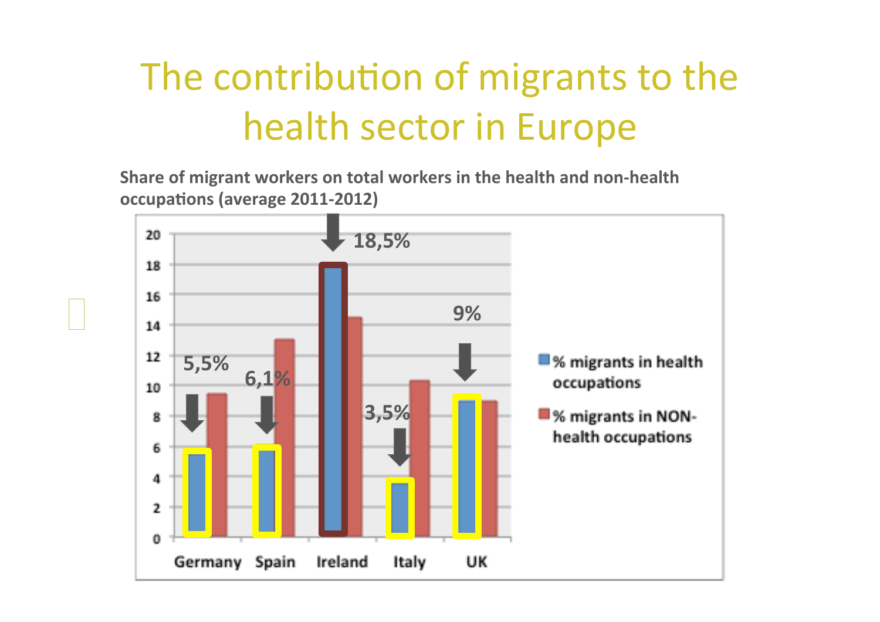# The contribution of migrants to the health sector in Europe

**Share of migrant workers on total workers in the health and non-health occupations (average 2011-2012)**

| | Germany | Spain | Ireland | Italy | UK |
|---|---|---|---|---|---|
| % migrants in health occupations | 5,5% | 6,1% | 18,5% | 3,5% | 9% |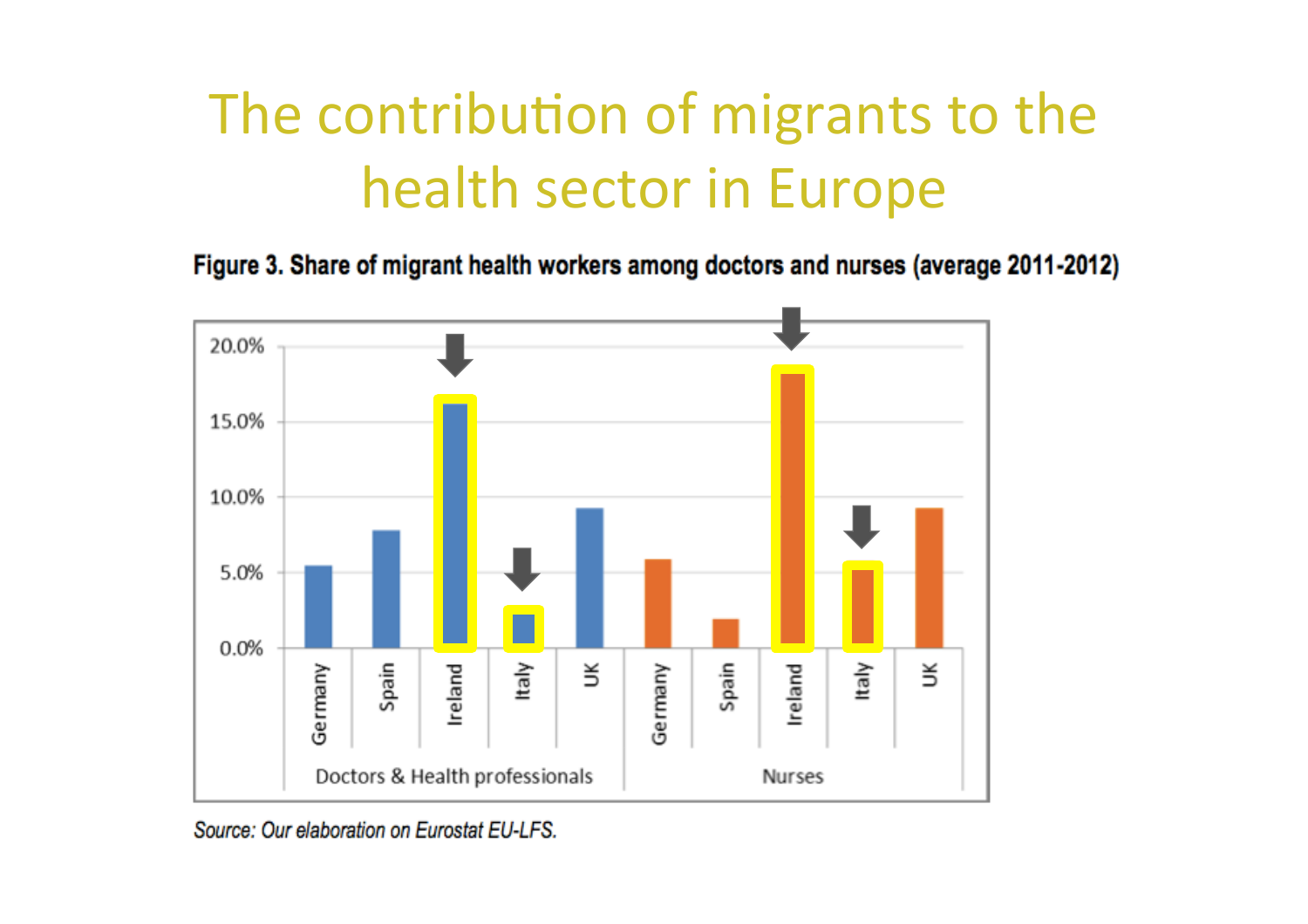# The contribution of migrants to the health sector in Europe

**Figure 3. Share of migrant health workers among doctors and nurses (average 2011-2012)**

*Source: Our elaboration on Eurostat EU-LFS.*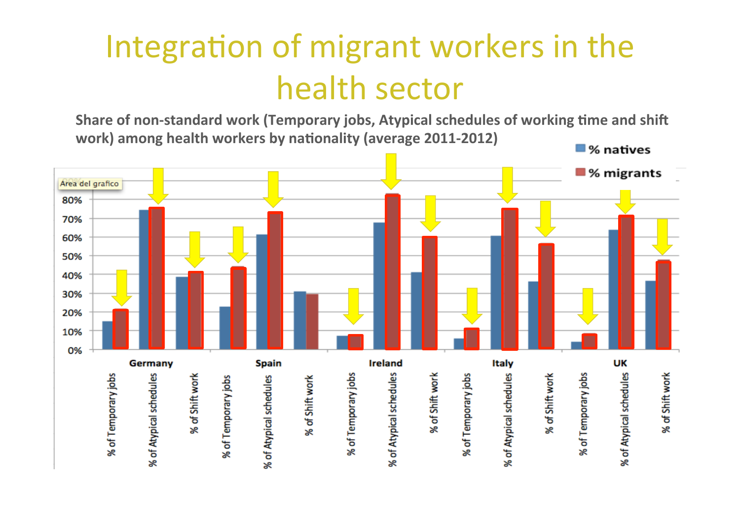# Integration of migrant workers in the health sector

**Share of non-standard work (Temporary jobs, Atypical schedules of working time and shift work) among health workers by nationality (average 2011-2012)**

■ % natives ■ % migrants

Area del grafico

| Country | Indicator | % natives | % migrants |
|---|---|---|---|
| Germany | % of Temporary jobs | ~15% | ~21% |
| Germany | % of Atypical schedules | ~74% | ~75% |
| Germany | % of Shift work | ~39% | ~41% |
| Spain | % of Temporary jobs | ~23% | ~44% |
| Spain | % of Atypical schedules | ~61% | ~73% |
| Spain | % of Shift work | ~31% | ~30% |
| Ireland | % of Temporary jobs | ~7% | ~8% |
| Ireland | % of Atypical schedules | ~68% | ~83% |
| Ireland | % of Shift work | ~41% | ~60% |
| Italy | % of Temporary jobs | ~6% | ~11% |
| Italy | % of Atypical schedules | ~61% | ~75% |
| Italy | % of Shift work | ~36% | ~56% |
| UK | % of Temporary jobs | ~4% | ~8% |
| UK | % of Atypical schedules | ~64% | ~71% |
| UK | % of Shift work | ~37% | ~48% |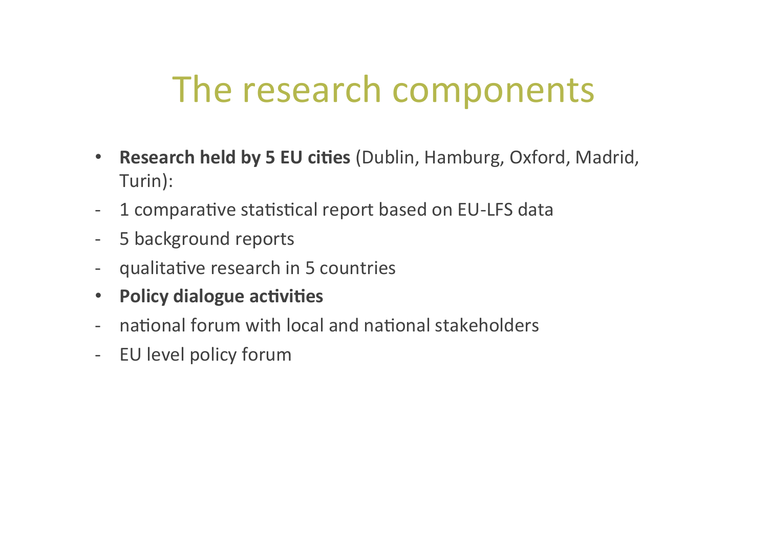# The research components

- **Research held by 5 EU cities** (Dublin, Hamburg, Oxford, Madrid, Turin):
- 1 comparative statistical report based on EU-LFS data
- 5 background reports
- qualitative research in 5 countries
- **Policy dialogue activities**
- national forum with local and national stakeholders
- EU level policy forum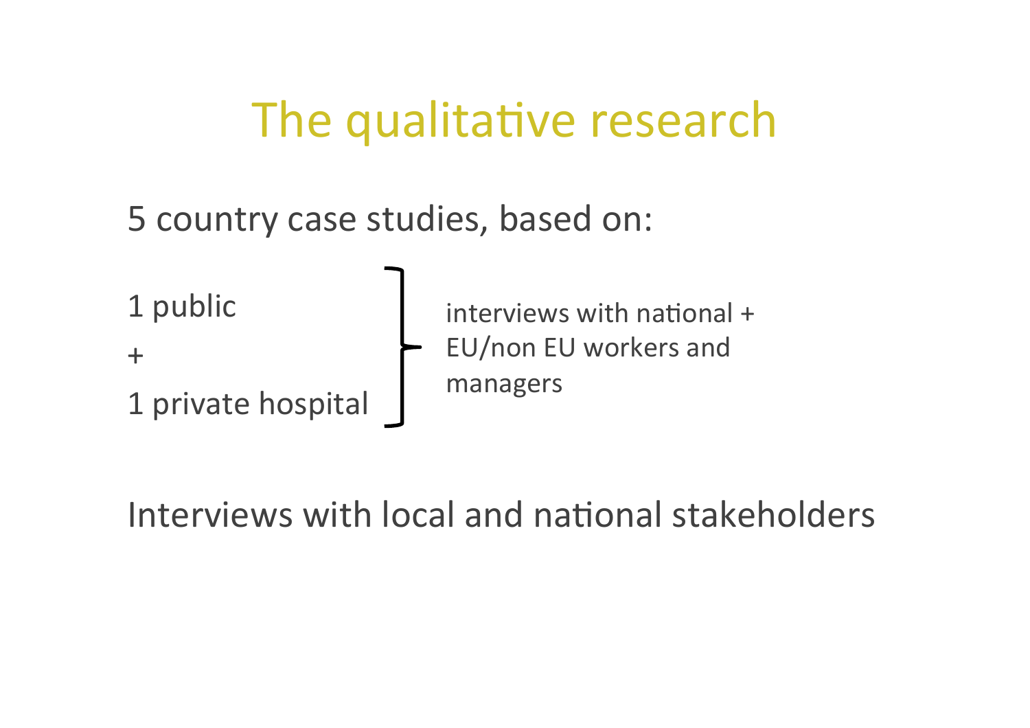# The qualitative research

5 country case studies, based on:

1 public
+
1 private hospital

} interviews with national + EU/non EU workers and managers

Interviews with local and national stakeholders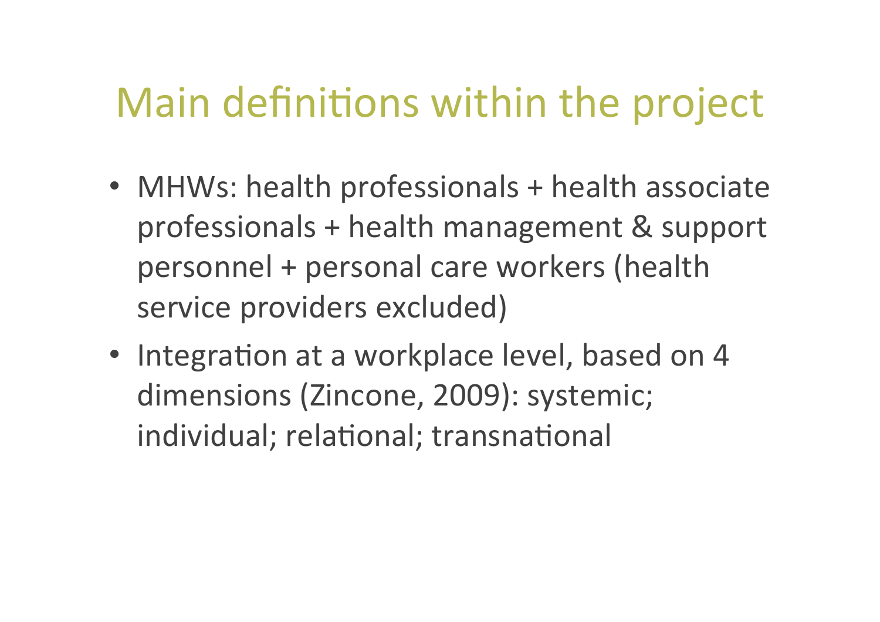# Main definitions within the project

- MHWs: health professionals + health associate professionals + health management & support personnel + personal care workers (health service providers excluded)
- Integration at a workplace level, based on 4 dimensions (Zincone, 2009): systemic; individual; relational; transnational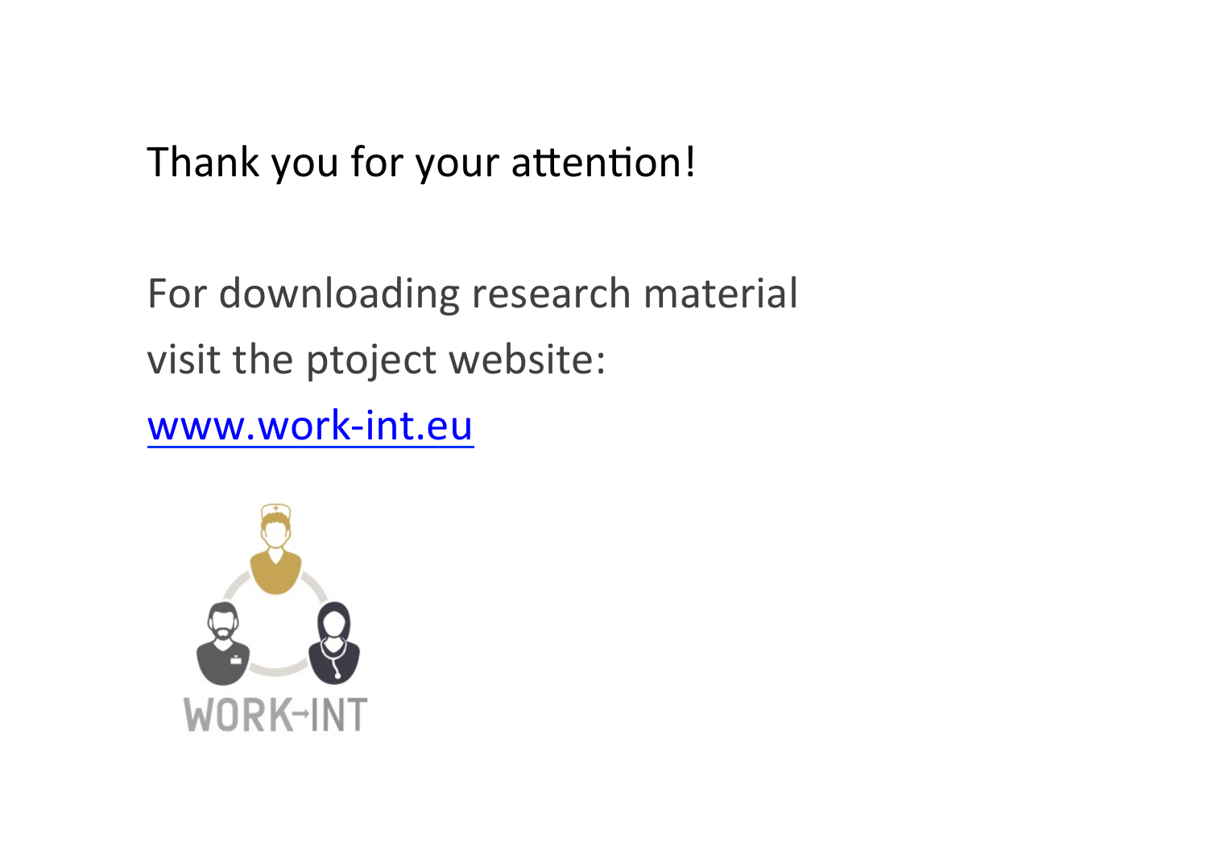Thank you for your attention!

For downloading research material

visit the ptoject website:

[www.work-int.eu](http://www.work-int.eu)

WORK-INT